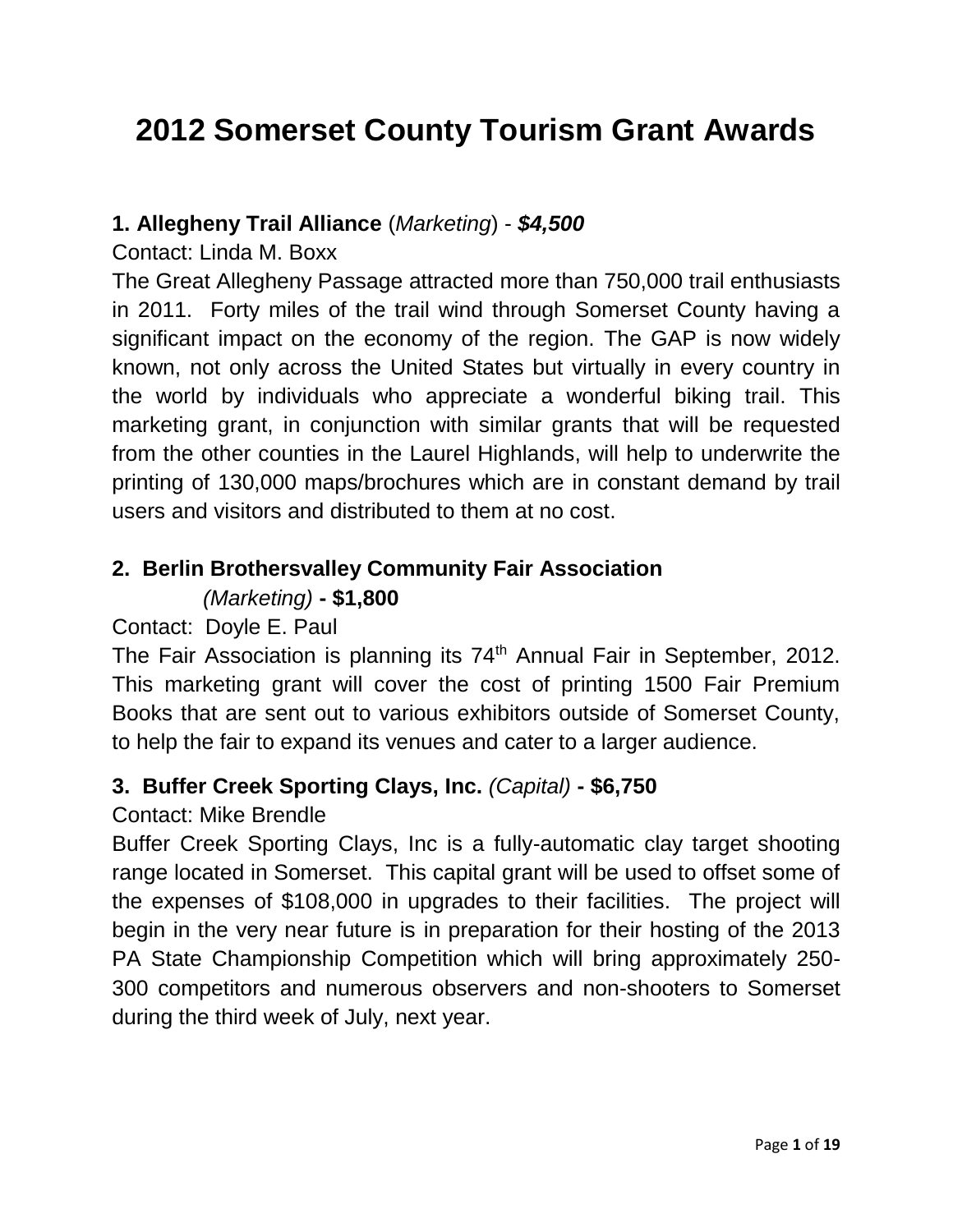# 2012 Somerset County Tourism Grant Awards

**1. Allegheny Trail Alliance** (*Marketing*) - ***$4,500***

Contact: Linda M. Boxx

The Great Allegheny Passage attracted more than 750,000 trail enthusiasts in 2011. Forty miles of the trail wind through Somerset County having a significant impact on the economy of the region. The GAP is now widely known, not only across the United States but virtually in every country in the world by individuals who appreciate a wonderful biking trail. This marketing grant, in conjunction with similar grants that will be requested from the other counties in the Laurel Highlands, will help to underwrite the printing of 130,000 maps/brochures which are in constant demand by trail users and visitors and distributed to them at no cost.

**2. Berlin Brothersvalley Community Fair Association** *(Marketing)* **- $1,800**

Contact: Doyle E. Paul

The Fair Association is planning its 74th Annual Fair in September, 2012. This marketing grant will cover the cost of printing 1500 Fair Premium Books that are sent out to various exhibitors outside of Somerset County, to help the fair to expand its venues and cater to a larger audience.

**3. Buffer Creek Sporting Clays, Inc.** *(Capital)* **- $6,750**

Contact: Mike Brendle

Buffer Creek Sporting Clays, Inc is a fully-automatic clay target shooting range located in Somerset. This capital grant will be used to offset some of the expenses of $108,000 in upgrades to their facilities. The project will begin in the very near future is in preparation for their hosting of the 2013 PA State Championship Competition which will bring approximately 250-300 competitors and numerous observers and non-shooters to Somerset during the third week of July, next year.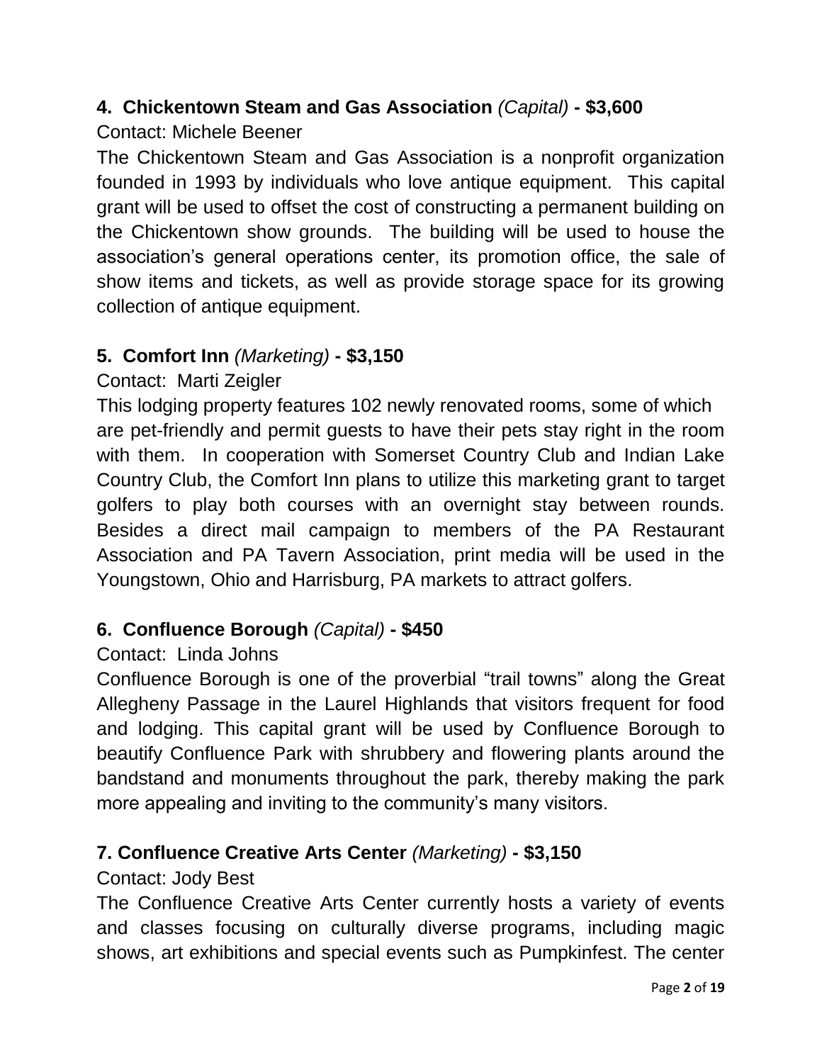**4. Chickentown Steam and Gas Association** *(Capital)* **- $3,600**

Contact: Michele Beener

The Chickentown Steam and Gas Association is a nonprofit organization founded in 1993 by individuals who love antique equipment. This capital grant will be used to offset the cost of constructing a permanent building on the Chickentown show grounds. The building will be used to house the association's general operations center, its promotion office, the sale of show items and tickets, as well as provide storage space for its growing collection of antique equipment.

**5. Comfort Inn** *(Marketing)* **- $3,150**

Contact: Marti Zeigler

This lodging property features 102 newly renovated rooms, some of which are pet-friendly and permit guests to have their pets stay right in the room with them. In cooperation with Somerset Country Club and Indian Lake Country Club, the Comfort Inn plans to utilize this marketing grant to target golfers to play both courses with an overnight stay between rounds. Besides a direct mail campaign to members of the PA Restaurant Association and PA Tavern Association, print media will be used in the Youngstown, Ohio and Harrisburg, PA markets to attract golfers.

**6. Confluence Borough** *(Capital)* **- $450**

Contact: Linda Johns

Confluence Borough is one of the proverbial "trail towns" along the Great Allegheny Passage in the Laurel Highlands that visitors frequent for food and lodging. This capital grant will be used by Confluence Borough to beautify Confluence Park with shrubbery and flowering plants around the bandstand and monuments throughout the park, thereby making the park more appealing and inviting to the community's many visitors.

**7. Confluence Creative Arts Center** *(Marketing)* **- $3,150**

Contact: Jody Best

The Confluence Creative Arts Center currently hosts a variety of events and classes focusing on culturally diverse programs, including magic shows, art exhibitions and special events such as Pumpkinfest. The center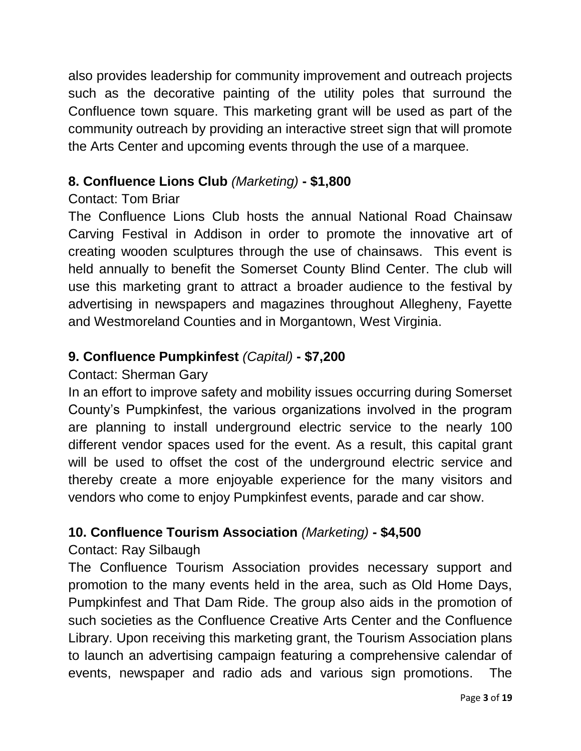also provides leadership for community improvement and outreach projects such as the decorative painting of the utility poles that surround the Confluence town square. This marketing grant will be used as part of the community outreach by providing an interactive street sign that will promote the Arts Center and upcoming events through the use of a marquee.

**8. Confluence Lions Club** *(Marketing)* **- $1,800**

Contact: Tom Briar

The Confluence Lions Club hosts the annual National Road Chainsaw Carving Festival in Addison in order to promote the innovative art of creating wooden sculptures through the use of chainsaws. This event is held annually to benefit the Somerset County Blind Center. The club will use this marketing grant to attract a broader audience to the festival by advertising in newspapers and magazines throughout Allegheny, Fayette and Westmoreland Counties and in Morgantown, West Virginia.

**9. Confluence Pumpkinfest** *(Capital)* **- $7,200**

Contact: Sherman Gary

In an effort to improve safety and mobility issues occurring during Somerset County's Pumpkinfest, the various organizations involved in the program are planning to install underground electric service to the nearly 100 different vendor spaces used for the event. As a result, this capital grant will be used to offset the cost of the underground electric service and thereby create a more enjoyable experience for the many visitors and vendors who come to enjoy Pumpkinfest events, parade and car show.

**10. Confluence Tourism Association** *(Marketing)* **- $4,500**

Contact: Ray Silbaugh

The Confluence Tourism Association provides necessary support and promotion to the many events held in the area, such as Old Home Days, Pumpkinfest and That Dam Ride. The group also aids in the promotion of such societies as the Confluence Creative Arts Center and the Confluence Library. Upon receiving this marketing grant, the Tourism Association plans to launch an advertising campaign featuring a comprehensive calendar of events, newspaper and radio ads and various sign promotions. The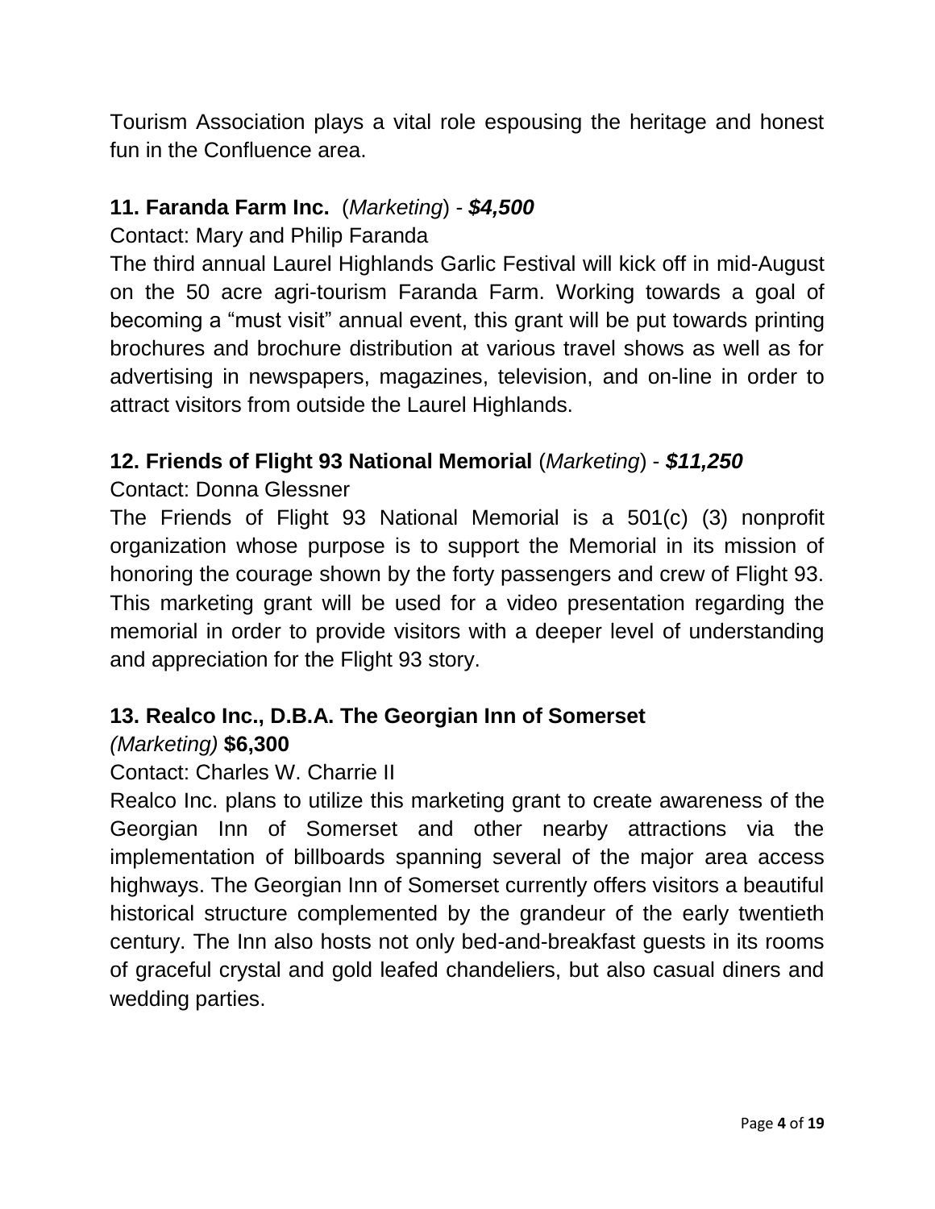Tourism Association plays a vital role espousing the heritage and honest fun in the Confluence area.

### 11. Faranda Farm Inc. (*Marketing*) - ***$4,500***

Contact: Mary and Philip Faranda

The third annual Laurel Highlands Garlic Festival will kick off in mid-August on the 50 acre agri-tourism Faranda Farm. Working towards a goal of becoming a "must visit" annual event, this grant will be put towards printing brochures and brochure distribution at various travel shows as well as for advertising in newspapers, magazines, television, and on-line in order to attract visitors from outside the Laurel Highlands.

### 12. Friends of Flight 93 National Memorial (*Marketing*) - ***$11,250***

Contact: Donna Glessner

The Friends of Flight 93 National Memorial is a 501(c) (3) nonprofit organization whose purpose is to support the Memorial in its mission of honoring the courage shown by the forty passengers and crew of Flight 93. This marketing grant will be used for a video presentation regarding the memorial in order to provide visitors with a deeper level of understanding and appreciation for the Flight 93 story.

### 13. Realco Inc., D.B.A. The Georgian Inn of Somerset *(Marketing)* **$6,300**

Contact: Charles W. Charrie II

Realco Inc. plans to utilize this marketing grant to create awareness of the Georgian Inn of Somerset and other nearby attractions via the implementation of billboards spanning several of the major area access highways. The Georgian Inn of Somerset currently offers visitors a beautiful historical structure complemented by the grandeur of the early twentieth century. The Inn also hosts not only bed-and-breakfast guests in its rooms of graceful crystal and gold leafed chandeliers, but also casual diners and wedding parties.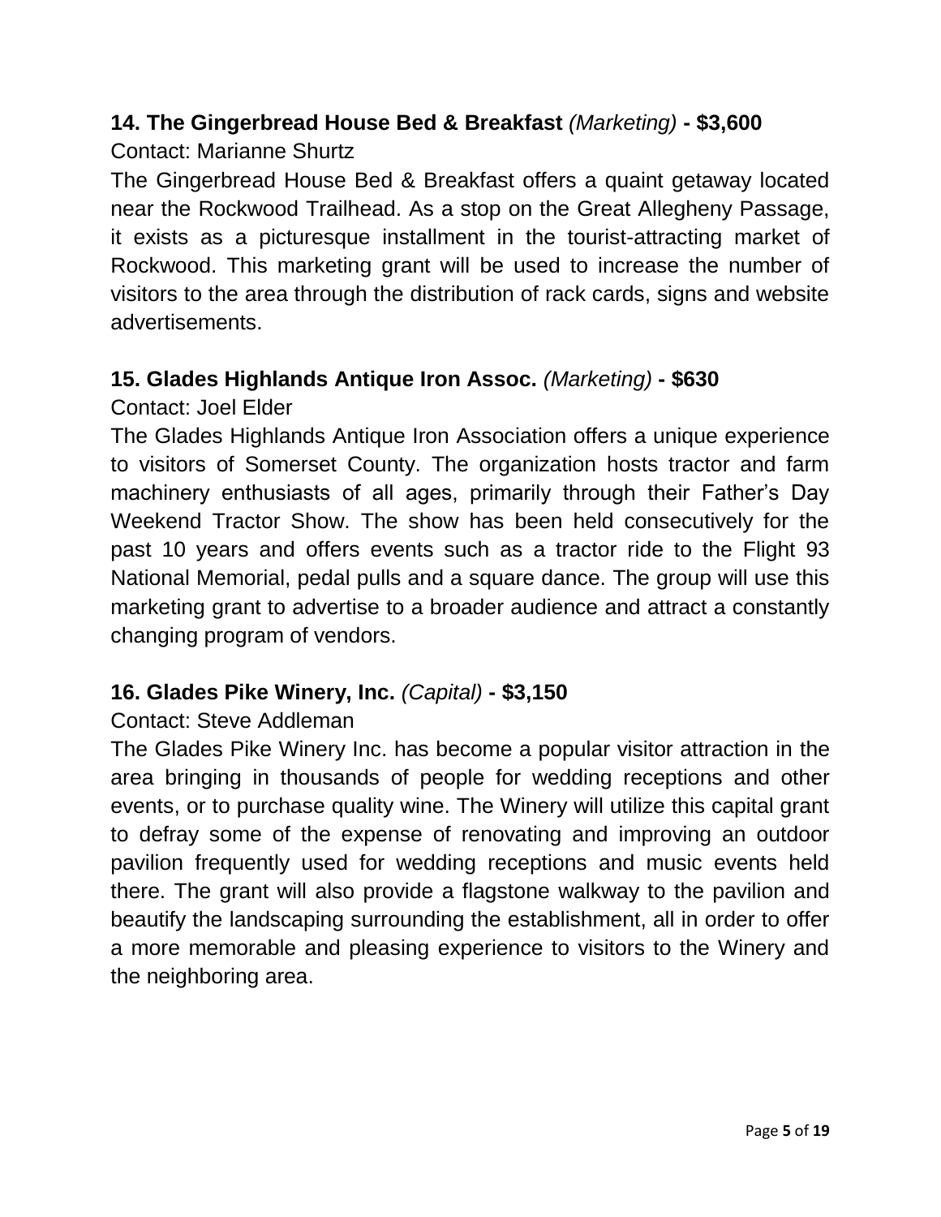**14. The Gingerbread House Bed & Breakfast** *(Marketing)* **- $3,600**

Contact: Marianne Shurtz

The Gingerbread House Bed & Breakfast offers a quaint getaway located near the Rockwood Trailhead. As a stop on the Great Allegheny Passage, it exists as a picturesque installment in the tourist-attracting market of Rockwood. This marketing grant will be used to increase the number of visitors to the area through the distribution of rack cards, signs and website advertisements.

**15. Glades Highlands Antique Iron Assoc.** *(Marketing)* **- $630**

Contact: Joel Elder

The Glades Highlands Antique Iron Association offers a unique experience to visitors of Somerset County. The organization hosts tractor and farm machinery enthusiasts of all ages, primarily through their Father's Day Weekend Tractor Show. The show has been held consecutively for the past 10 years and offers events such as a tractor ride to the Flight 93 National Memorial, pedal pulls and a square dance. The group will use this marketing grant to advertise to a broader audience and attract a constantly changing program of vendors.

**16. Glades Pike Winery, Inc.** *(Capital)* **- $3,150**

Contact: Steve Addleman

The Glades Pike Winery Inc. has become a popular visitor attraction in the area bringing in thousands of people for wedding receptions and other events, or to purchase quality wine. The Winery will utilize this capital grant to defray some of the expense of renovating and improving an outdoor pavilion frequently used for wedding receptions and music events held there. The grant will also provide a flagstone walkway to the pavilion and beautify the landscaping surrounding the establishment, all in order to offer a more memorable and pleasing experience to visitors to the Winery and the neighboring area.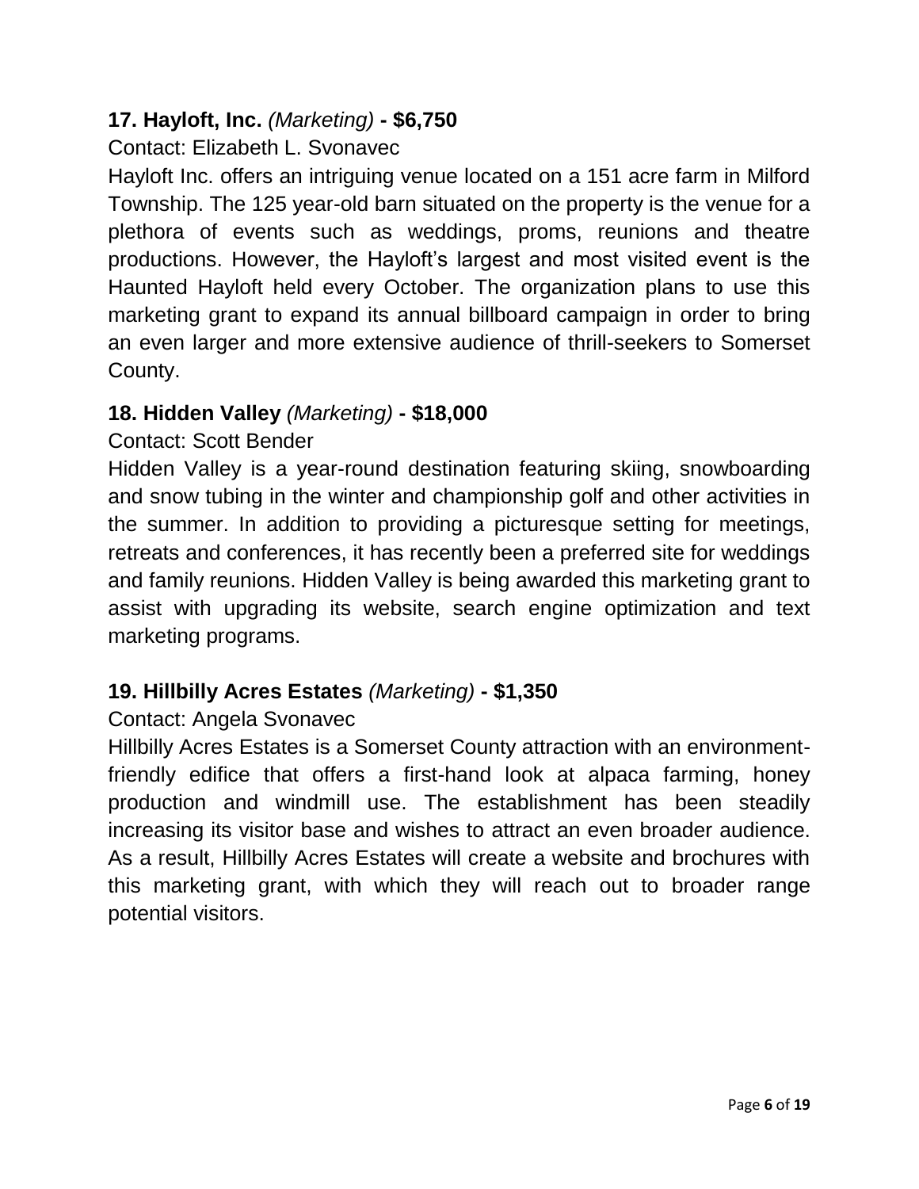**17. Hayloft, Inc.** *(Marketing)* **- $6,750**

Contact: Elizabeth L. Svonavec

Hayloft Inc. offers an intriguing venue located on a 151 acre farm in Milford Township. The 125 year-old barn situated on the property is the venue for a plethora of events such as weddings, proms, reunions and theatre productions. However, the Hayloft's largest and most visited event is the Haunted Hayloft held every October. The organization plans to use this marketing grant to expand its annual billboard campaign in order to bring an even larger and more extensive audience of thrill-seekers to Somerset County.

**18. Hidden Valley** *(Marketing)* **- $18,000**

Contact: Scott Bender

Hidden Valley is a year-round destination featuring skiing, snowboarding and snow tubing in the winter and championship golf and other activities in the summer. In addition to providing a picturesque setting for meetings, retreats and conferences, it has recently been a preferred site for weddings and family reunions. Hidden Valley is being awarded this marketing grant to assist with upgrading its website, search engine optimization and text marketing programs.

**19. Hillbilly Acres Estates** *(Marketing)* **- $1,350**

Contact: Angela Svonavec

Hillbilly Acres Estates is a Somerset County attraction with an environment-friendly edifice that offers a first-hand look at alpaca farming, honey production and windmill use. The establishment has been steadily increasing its visitor base and wishes to attract an even broader audience. As a result, Hillbilly Acres Estates will create a website and brochures with this marketing grant, with which they will reach out to broader range potential visitors.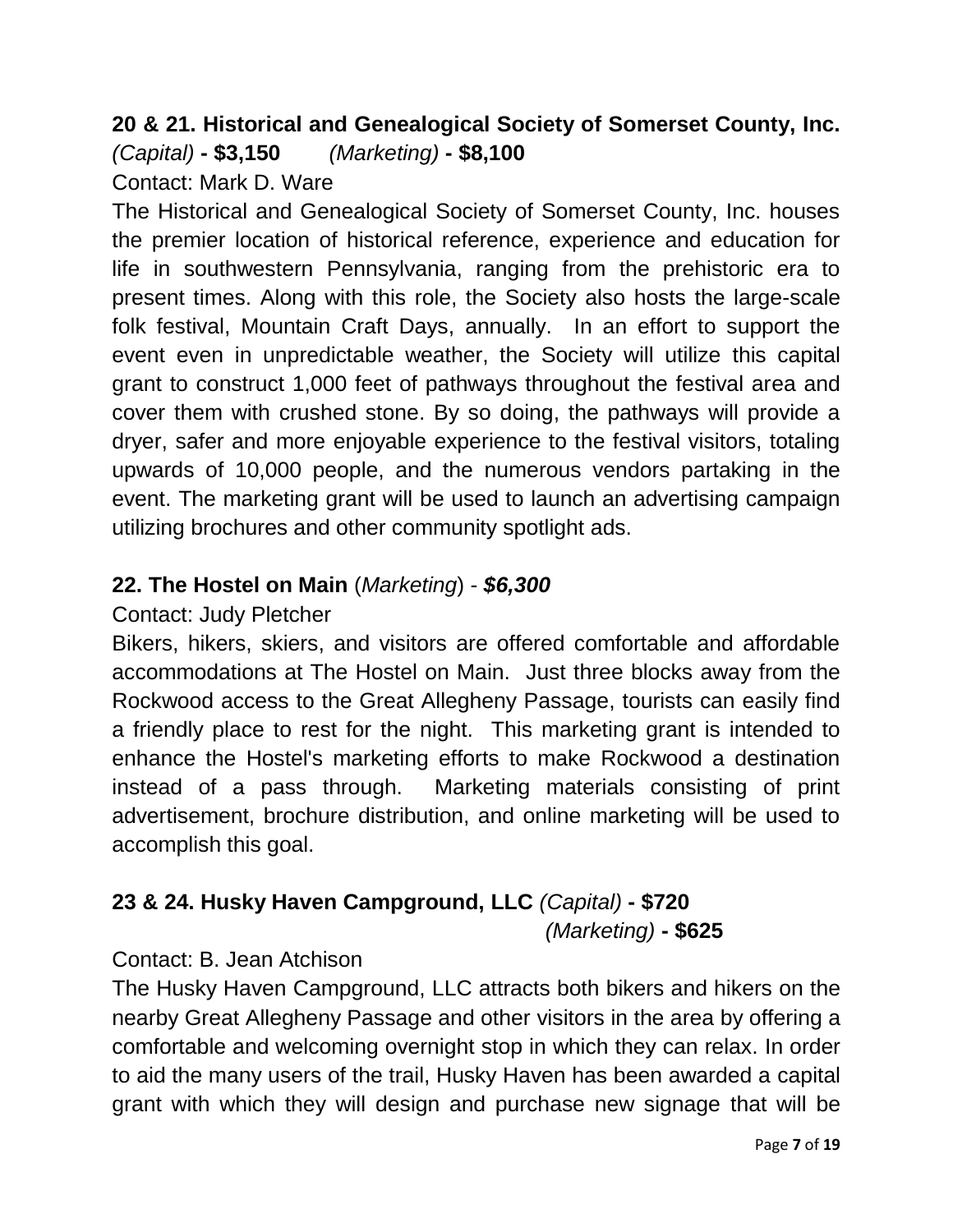**20 & 21. Historical and Genealogical Society of Somerset County, Inc.** *(Capital)* **- $3,150** *(Marketing)* **- $8,100**

Contact: Mark D. Ware

The Historical and Genealogical Society of Somerset County, Inc. houses the premier location of historical reference, experience and education for life in southwestern Pennsylvania, ranging from the prehistoric era to present times. Along with this role, the Society also hosts the large-scale folk festival, Mountain Craft Days, annually. In an effort to support the event even in unpredictable weather, the Society will utilize this capital grant to construct 1,000 feet of pathways throughout the festival area and cover them with crushed stone. By so doing, the pathways will provide a dryer, safer and more enjoyable experience to the festival visitors, totaling upwards of 10,000 people, and the numerous vendors partaking in the event. The marketing grant will be used to launch an advertising campaign utilizing brochures and other community spotlight ads.

**22. The Hostel on Main** (*Marketing*) - ***$6,300***

Contact: Judy Pletcher

Bikers, hikers, skiers, and visitors are offered comfortable and affordable accommodations at The Hostel on Main. Just three blocks away from the Rockwood access to the Great Allegheny Passage, tourists can easily find a friendly place to rest for the night. This marketing grant is intended to enhance the Hostel's marketing efforts to make Rockwood a destination instead of a pass through. Marketing materials consisting of print advertisement, brochure distribution, and online marketing will be used to accomplish this goal.

**23 & 24. Husky Haven Campground, LLC** *(Capital)* **- $720**
*(Marketing)* **- $625**

Contact: B. Jean Atchison

The Husky Haven Campground, LLC attracts both bikers and hikers on the nearby Great Allegheny Passage and other visitors in the area by offering a comfortable and welcoming overnight stop in which they can relax. In order to aid the many users of the trail, Husky Haven has been awarded a capital grant with which they will design and purchase new signage that will be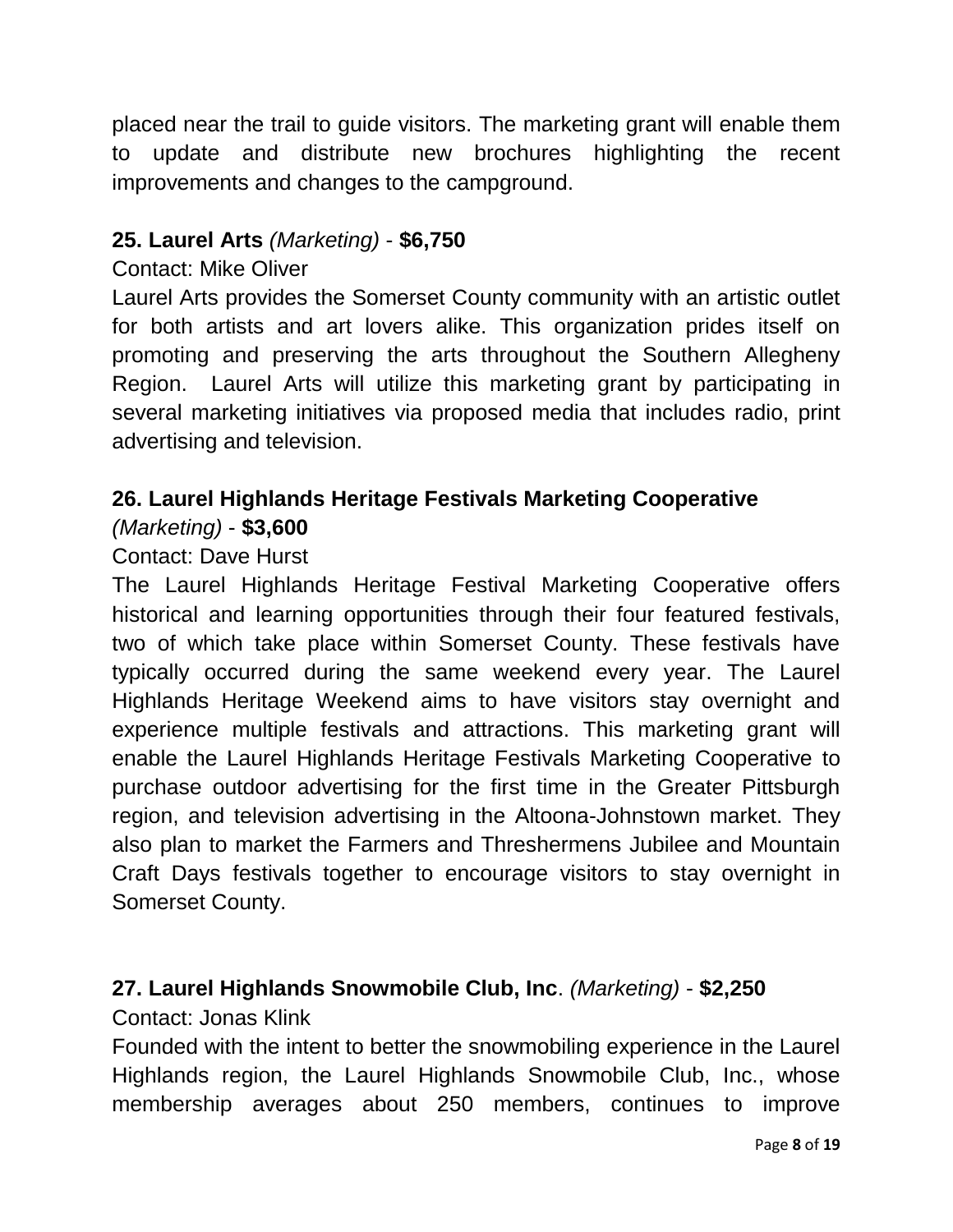placed near the trail to guide visitors. The marketing grant will enable them to update and distribute new brochures highlighting the recent improvements and changes to the campground.

**25. Laurel Arts** *(Marketing)* - **$6,750**

Contact: Mike Oliver

Laurel Arts provides the Somerset County community with an artistic outlet for both artists and art lovers alike. This organization prides itself on promoting and preserving the arts throughout the Southern Allegheny Region. Laurel Arts will utilize this marketing grant by participating in several marketing initiatives via proposed media that includes radio, print advertising and television.

**26. Laurel Highlands Heritage Festivals Marketing Cooperative** *(Marketing)* - **$3,600**

Contact: Dave Hurst

The Laurel Highlands Heritage Festival Marketing Cooperative offers historical and learning opportunities through their four featured festivals, two of which take place within Somerset County. These festivals have typically occurred during the same weekend every year. The Laurel Highlands Heritage Weekend aims to have visitors stay overnight and experience multiple festivals and attractions. This marketing grant will enable the Laurel Highlands Heritage Festivals Marketing Cooperative to purchase outdoor advertising for the first time in the Greater Pittsburgh region, and television advertising in the Altoona-Johnstown market. They also plan to market the Farmers and Threshermens Jubilee and Mountain Craft Days festivals together to encourage visitors to stay overnight in Somerset County.

**27. Laurel Highlands Snowmobile Club, Inc**. *(Marketing)* - **$2,250**

Contact: Jonas Klink

Founded with the intent to better the snowmobiling experience in the Laurel Highlands region, the Laurel Highlands Snowmobile Club, Inc., whose membership averages about 250 members, continues to improve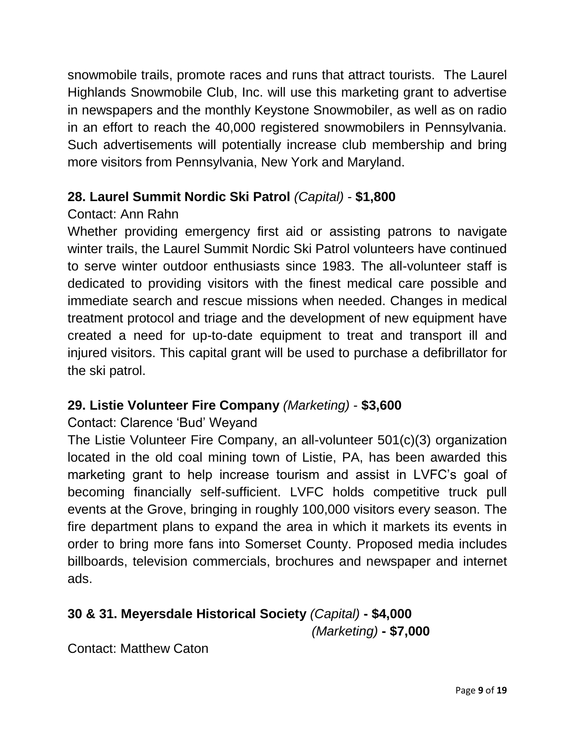snowmobile trails, promote races and runs that attract tourists. The Laurel Highlands Snowmobile Club, Inc. will use this marketing grant to advertise in newspapers and the monthly Keystone Snowmobiler, as well as on radio in an effort to reach the 40,000 registered snowmobilers in Pennsylvania. Such advertisements will potentially increase club membership and bring more visitors from Pennsylvania, New York and Maryland.

**28. Laurel Summit Nordic Ski Patrol** *(Capital)* - **$1,800**

Contact: Ann Rahn

Whether providing emergency first aid or assisting patrons to navigate winter trails, the Laurel Summit Nordic Ski Patrol volunteers have continued to serve winter outdoor enthusiasts since 1983. The all-volunteer staff is dedicated to providing visitors with the finest medical care possible and immediate search and rescue missions when needed. Changes in medical treatment protocol and triage and the development of new equipment have created a need for up-to-date equipment to treat and transport ill and injured visitors. This capital grant will be used to purchase a defibrillator for the ski patrol.

**29. Listie Volunteer Fire Company** *(Marketing)* - **$3,600**

Contact: Clarence 'Bud' Weyand

The Listie Volunteer Fire Company, an all-volunteer 501(c)(3) organization located in the old coal mining town of Listie, PA, has been awarded this marketing grant to help increase tourism and assist in LVFC's goal of becoming financially self-sufficient. LVFC holds competitive truck pull events at the Grove, bringing in roughly 100,000 visitors every season. The fire department plans to expand the area in which it markets its events in order to bring more fans into Somerset County. Proposed media includes billboards, television commercials, brochures and newspaper and internet ads.

**30 & 31. Meyersdale Historical Society** *(Capital)* **- $4,000**
*(Marketing)* **- $7,000**

Contact: Matthew Caton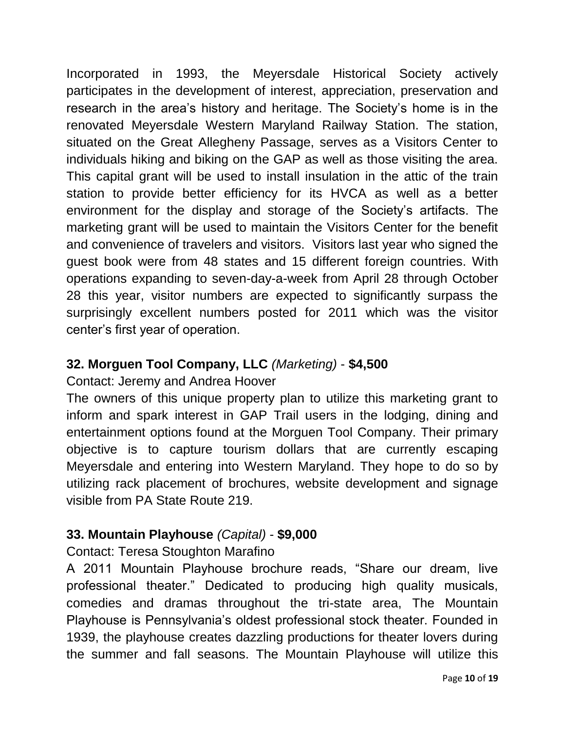Incorporated in 1993, the Meyersdale Historical Society actively participates in the development of interest, appreciation, preservation and research in the area's history and heritage. The Society's home is in the renovated Meyersdale Western Maryland Railway Station. The station, situated on the Great Allegheny Passage, serves as a Visitors Center to individuals hiking and biking on the GAP as well as those visiting the area. This capital grant will be used to install insulation in the attic of the train station to provide better efficiency for its HVCA as well as a better environment for the display and storage of the Society's artifacts. The marketing grant will be used to maintain the Visitors Center for the benefit and convenience of travelers and visitors. Visitors last year who signed the guest book were from 48 states and 15 different foreign countries. With operations expanding to seven-day-a-week from April 28 through October 28 this year, visitor numbers are expected to significantly surpass the surprisingly excellent numbers posted for 2011 which was the visitor center's first year of operation.

**32. Morguen Tool Company, LLC** *(Marketing)* - **$4,500**

Contact: Jeremy and Andrea Hoover

The owners of this unique property plan to utilize this marketing grant to inform and spark interest in GAP Trail users in the lodging, dining and entertainment options found at the Morguen Tool Company. Their primary objective is to capture tourism dollars that are currently escaping Meyersdale and entering into Western Maryland. They hope to do so by utilizing rack placement of brochures, website development and signage visible from PA State Route 219.

**33. Mountain Playhouse** *(Capital)* - **$9,000**

Contact: Teresa Stoughton Marafino

A 2011 Mountain Playhouse brochure reads, "Share our dream, live professional theater." Dedicated to producing high quality musicals, comedies and dramas throughout the tri-state area, The Mountain Playhouse is Pennsylvania's oldest professional stock theater. Founded in 1939, the playhouse creates dazzling productions for theater lovers during the summer and fall seasons. The Mountain Playhouse will utilize this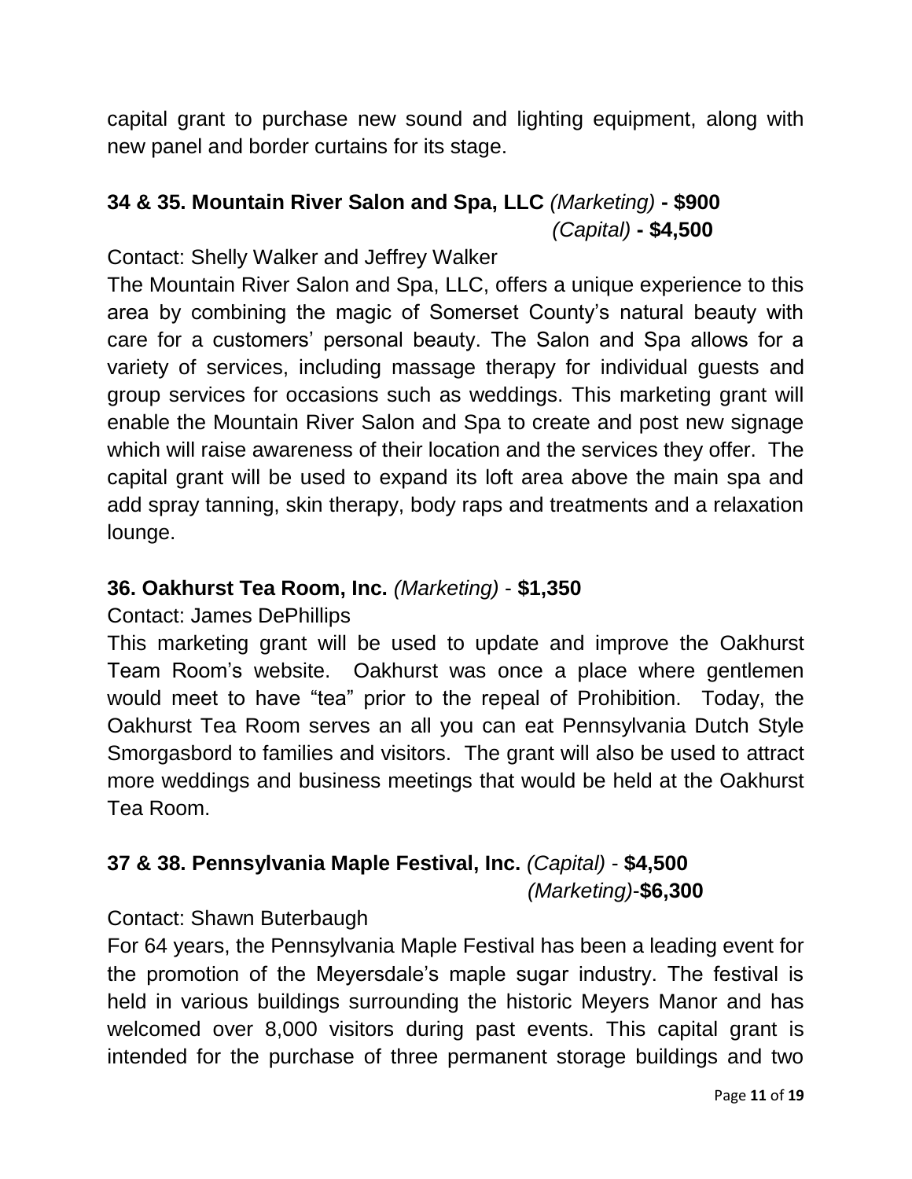capital grant to purchase new sound and lighting equipment, along with new panel and border curtains for its stage.

### 34 & 35. Mountain River Salon and Spa, LLC *(Marketing)* - $900
### *(Capital)* - $4,500

Contact: Shelly Walker and Jeffrey Walker

The Mountain River Salon and Spa, LLC, offers a unique experience to this area by combining the magic of Somerset County's natural beauty with care for a customers' personal beauty. The Salon and Spa allows for a variety of services, including massage therapy for individual guests and group services for occasions such as weddings. This marketing grant will enable the Mountain River Salon and Spa to create and post new signage which will raise awareness of their location and the services they offer. The capital grant will be used to expand its loft area above the main spa and add spray tanning, skin therapy, body raps and treatments and a relaxation lounge.

### 36. Oakhurst Tea Room, Inc. *(Marketing)* - $1,350

Contact: James DePhillips

This marketing grant will be used to update and improve the Oakhurst Team Room's website. Oakhurst was once a place where gentlemen would meet to have "tea" prior to the repeal of Prohibition. Today, the Oakhurst Tea Room serves an all you can eat Pennsylvania Dutch Style Smorgasbord to families and visitors. The grant will also be used to attract more weddings and business meetings that would be held at the Oakhurst Tea Room.

### 37 & 38. Pennsylvania Maple Festival, Inc. *(Capital)* - $4,500
### *(Marketing)*-$6,300

Contact: Shawn Buterbaugh

For 64 years, the Pennsylvania Maple Festival has been a leading event for the promotion of the Meyersdale's maple sugar industry. The festival is held in various buildings surrounding the historic Meyers Manor and has welcomed over 8,000 visitors during past events. This capital grant is intended for the purchase of three permanent storage buildings and two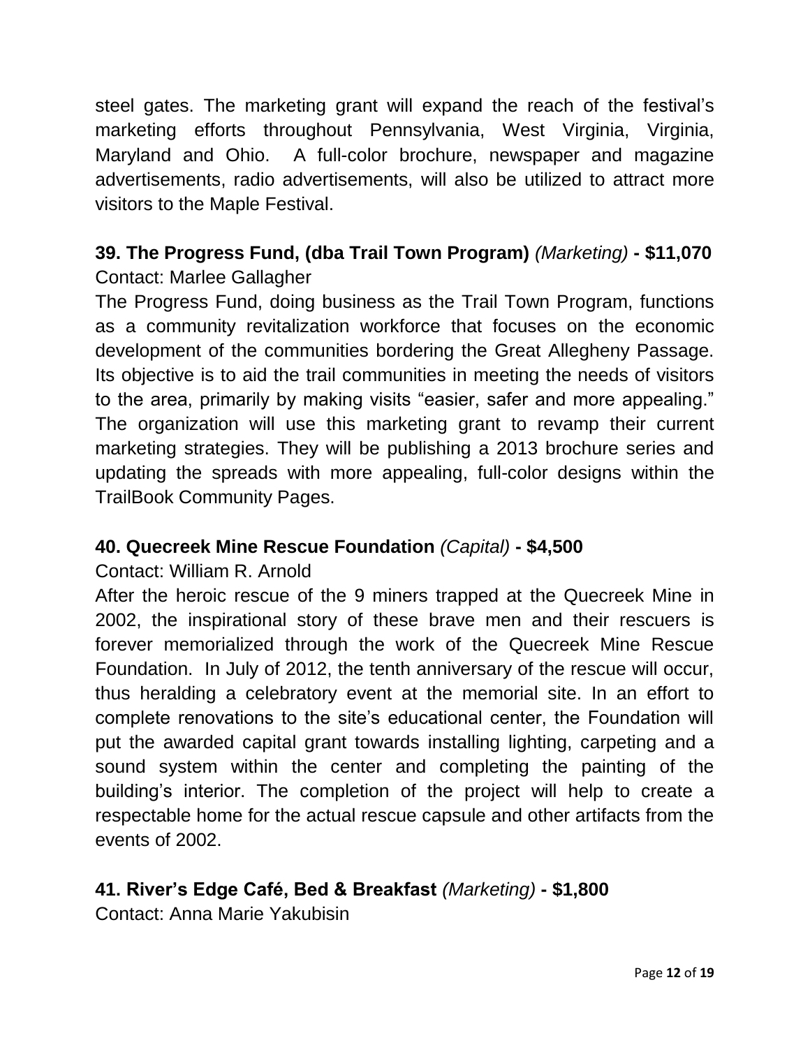steel gates. The marketing grant will expand the reach of the festival's marketing efforts throughout Pennsylvania, West Virginia, Virginia, Maryland and Ohio. A full-color brochure, newspaper and magazine advertisements, radio advertisements, will also be utilized to attract more visitors to the Maple Festival.

**39. The Progress Fund, (dba Trail Town Program)** *(Marketing)* **- $11,070**
Contact: Marlee Gallagher

The Progress Fund, doing business as the Trail Town Program, functions as a community revitalization workforce that focuses on the economic development of the communities bordering the Great Allegheny Passage. Its objective is to aid the trail communities in meeting the needs of visitors to the area, primarily by making visits "easier, safer and more appealing." The organization will use this marketing grant to revamp their current marketing strategies. They will be publishing a 2013 brochure series and updating the spreads with more appealing, full-color designs within the TrailBook Community Pages.

**40. Quecreek Mine Rescue Foundation** *(Capital)* **- $4,500**
Contact: William R. Arnold

After the heroic rescue of the 9 miners trapped at the Quecreek Mine in 2002, the inspirational story of these brave men and their rescuers is forever memorialized through the work of the Quecreek Mine Rescue Foundation. In July of 2012, the tenth anniversary of the rescue will occur, thus heralding a celebratory event at the memorial site. In an effort to complete renovations to the site's educational center, the Foundation will put the awarded capital grant towards installing lighting, carpeting and a sound system within the center and completing the painting of the building's interior. The completion of the project will help to create a respectable home for the actual rescue capsule and other artifacts from the events of 2002.

**41. River's Edge Café, Bed & Breakfast** *(Marketing)* **- $1,800**
Contact: Anna Marie Yakubisin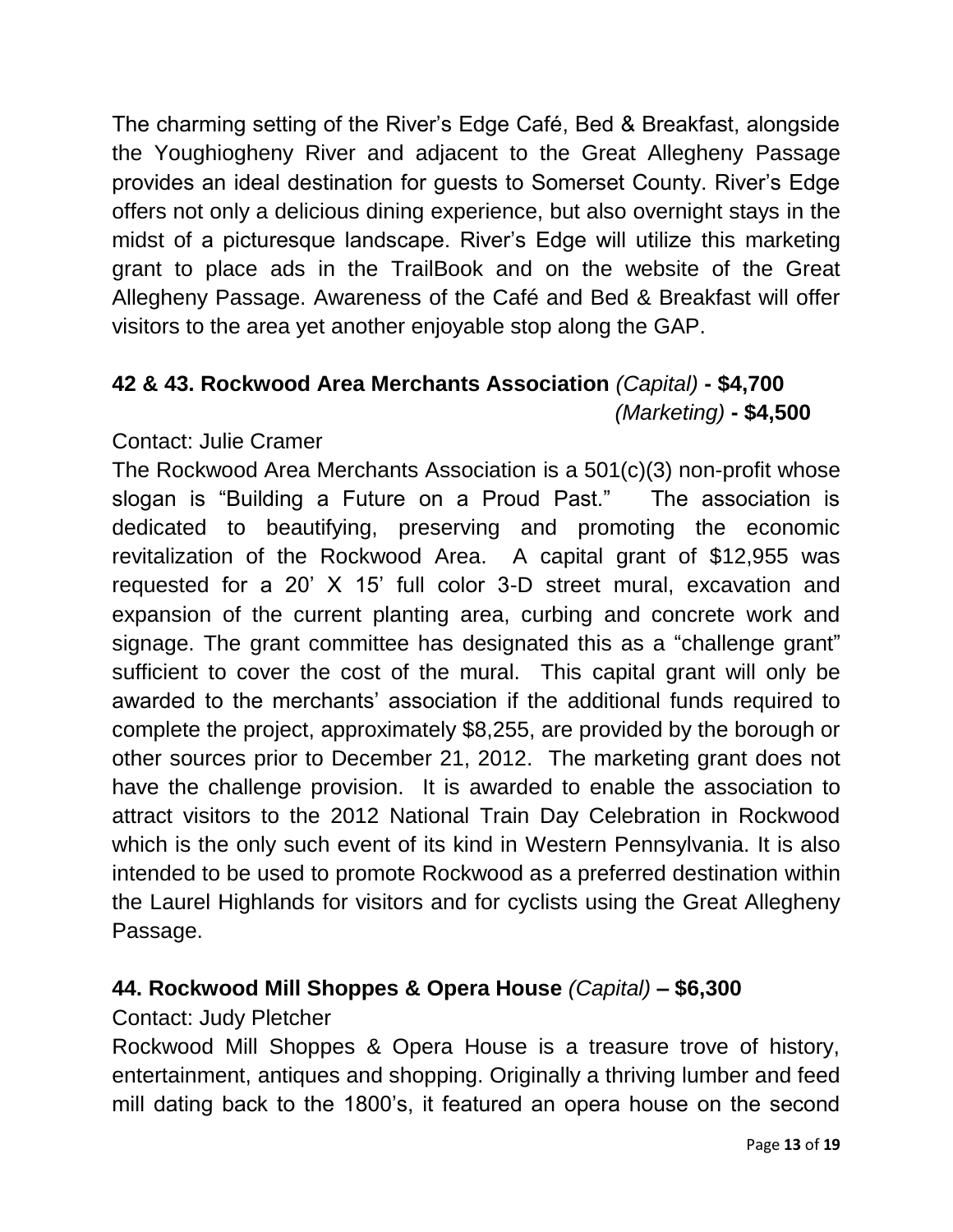The charming setting of the River's Edge Café, Bed & Breakfast, alongside the Youghiogheny River and adjacent to the Great Allegheny Passage provides an ideal destination for guests to Somerset County. River's Edge offers not only a delicious dining experience, but also overnight stays in the midst of a picturesque landscape. River's Edge will utilize this marketing grant to place ads in the TrailBook and on the website of the Great Allegheny Passage. Awareness of the Café and Bed & Breakfast will offer visitors to the area yet another enjoyable stop along the GAP.

### 42 & 43. Rockwood Area Merchants Association *(Capital)* - $4,700 *(Marketing)* - $4,500

Contact: Julie Cramer

The Rockwood Area Merchants Association is a 501(c)(3) non-profit whose slogan is "Building a Future on a Proud Past." The association is dedicated to beautifying, preserving and promoting the economic revitalization of the Rockwood Area. A capital grant of $12,955 was requested for a 20' X 15' full color 3-D street mural, excavation and expansion of the current planting area, curbing and concrete work and signage. The grant committee has designated this as a "challenge grant" sufficient to cover the cost of the mural. This capital grant will only be awarded to the merchants' association if the additional funds required to complete the project, approximately $8,255, are provided by the borough or other sources prior to December 21, 2012. The marketing grant does not have the challenge provision. It is awarded to enable the association to attract visitors to the 2012 National Train Day Celebration in Rockwood which is the only such event of its kind in Western Pennsylvania. It is also intended to be used to promote Rockwood as a preferred destination within the Laurel Highlands for visitors and for cyclists using the Great Allegheny Passage.

### 44. Rockwood Mill Shoppes & Opera House *(Capital)* – $6,300

Contact: Judy Pletcher

Rockwood Mill Shoppes & Opera House is a treasure trove of history, entertainment, antiques and shopping. Originally a thriving lumber and feed mill dating back to the 1800's, it featured an opera house on the second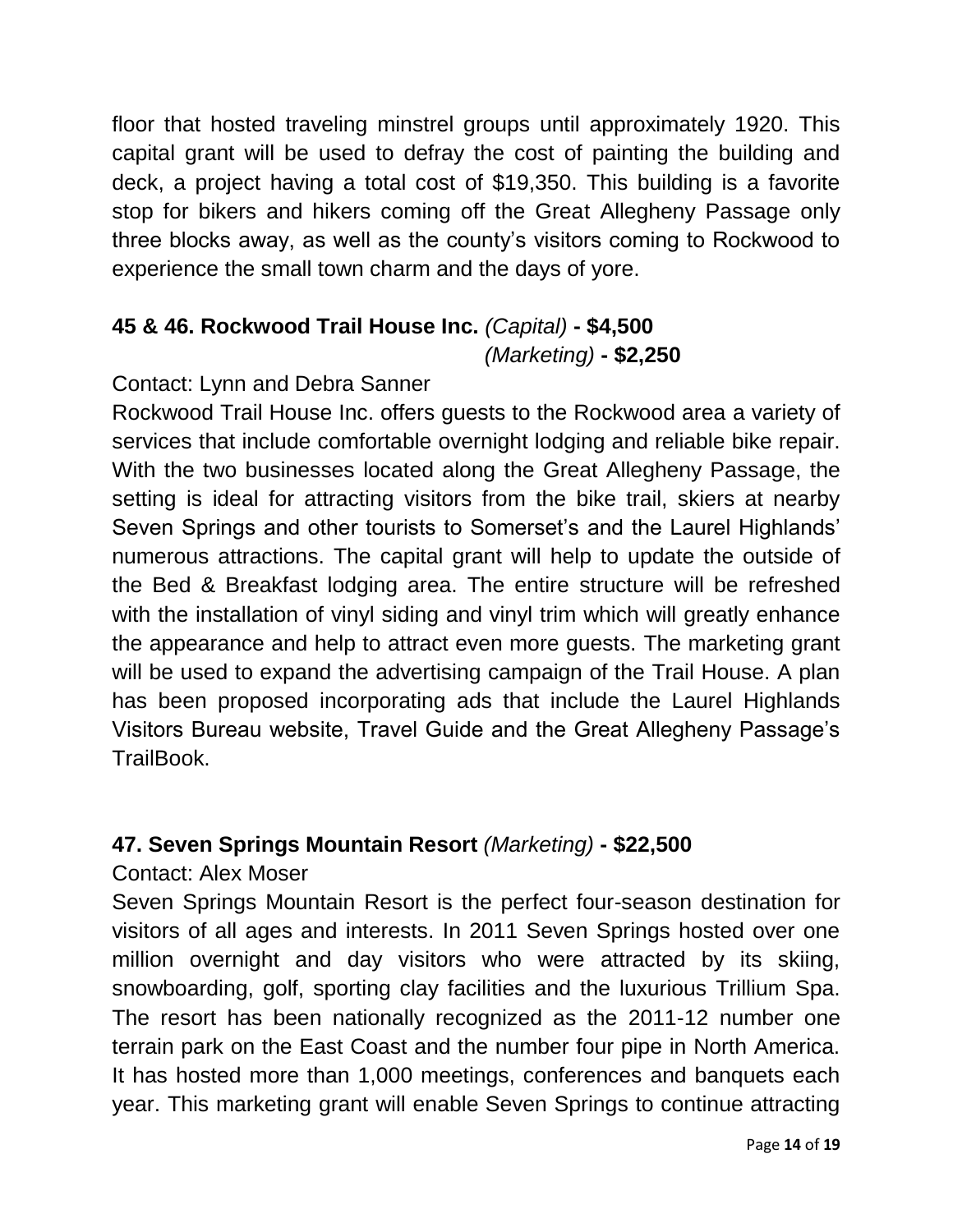floor that hosted traveling minstrel groups until approximately 1920. This capital grant will be used to defray the cost of painting the building and deck, a project having a total cost of $19,350. This building is a favorite stop for bikers and hikers coming off the Great Allegheny Passage only three blocks away, as well as the county's visitors coming to Rockwood to experience the small town charm and the days of yore.

**45 & 46. Rockwood Trail House Inc.** *(Capital)* **- $4,500**
*(Marketing)* **- $2,250**

Contact: Lynn and Debra Sanner

Rockwood Trail House Inc. offers guests to the Rockwood area a variety of services that include comfortable overnight lodging and reliable bike repair. With the two businesses located along the Great Allegheny Passage, the setting is ideal for attracting visitors from the bike trail, skiers at nearby Seven Springs and other tourists to Somerset's and the Laurel Highlands' numerous attractions. The capital grant will help to update the outside of the Bed & Breakfast lodging area. The entire structure will be refreshed with the installation of vinyl siding and vinyl trim which will greatly enhance the appearance and help to attract even more guests. The marketing grant will be used to expand the advertising campaign of the Trail House. A plan has been proposed incorporating ads that include the Laurel Highlands Visitors Bureau website, Travel Guide and the Great Allegheny Passage's TrailBook.

**47. Seven Springs Mountain Resort** *(Marketing)* **- $22,500**

Contact: Alex Moser

Seven Springs Mountain Resort is the perfect four-season destination for visitors of all ages and interests. In 2011 Seven Springs hosted over one million overnight and day visitors who were attracted by its skiing, snowboarding, golf, sporting clay facilities and the luxurious Trillium Spa. The resort has been nationally recognized as the 2011-12 number one terrain park on the East Coast and the number four pipe in North America. It has hosted more than 1,000 meetings, conferences and banquets each year. This marketing grant will enable Seven Springs to continue attracting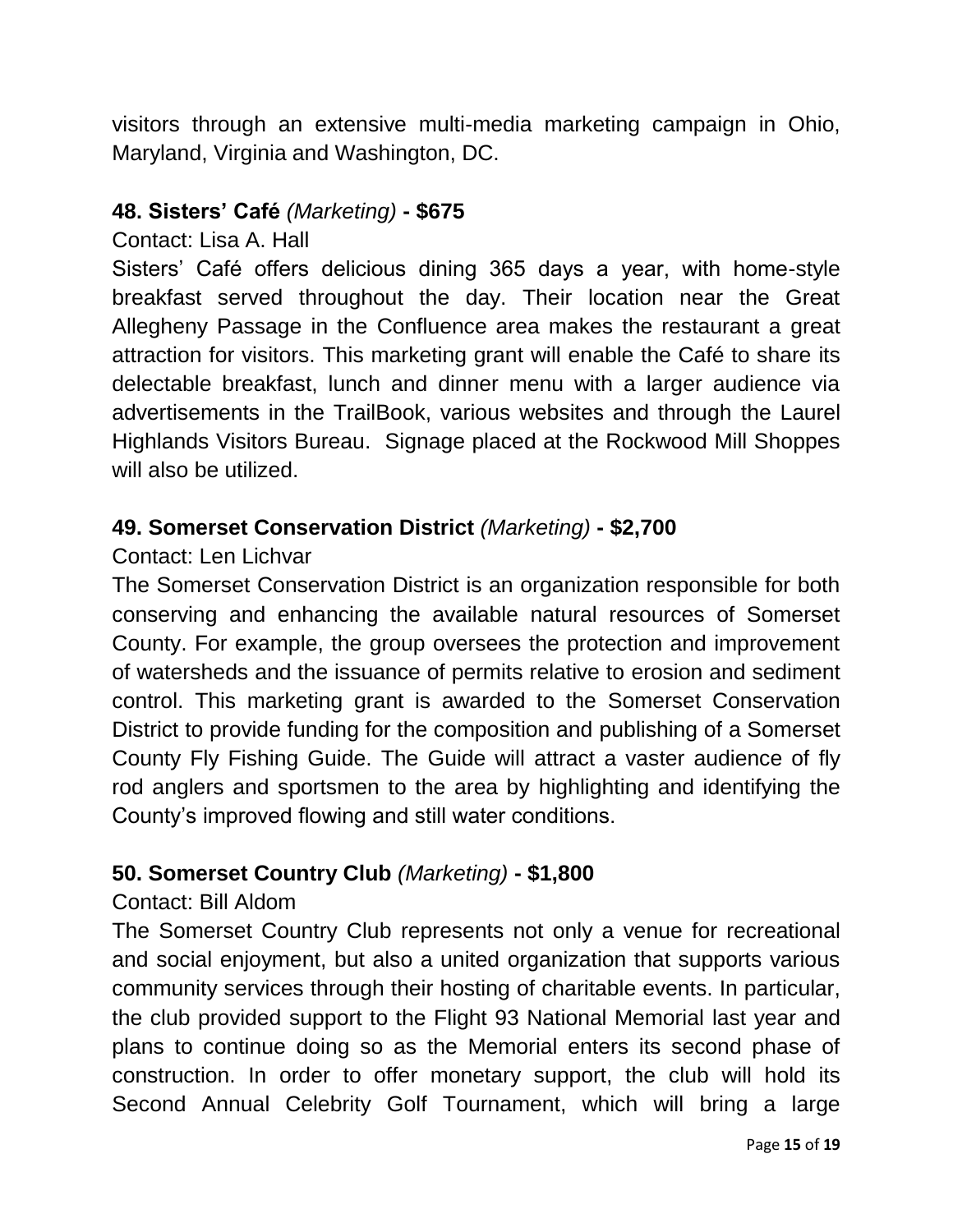visitors through an extensive multi-media marketing campaign in Ohio, Maryland, Virginia and Washington, DC.

### 48. Sisters' Café *(Marketing)* - $675

Contact: Lisa A. Hall

Sisters' Café offers delicious dining 365 days a year, with home-style breakfast served throughout the day. Their location near the Great Allegheny Passage in the Confluence area makes the restaurant a great attraction for visitors. This marketing grant will enable the Café to share its delectable breakfast, lunch and dinner menu with a larger audience via advertisements in the TrailBook, various websites and through the Laurel Highlands Visitors Bureau. Signage placed at the Rockwood Mill Shoppes will also be utilized.

### 49. Somerset Conservation District *(Marketing)* - $2,700

Contact: Len Lichvar

The Somerset Conservation District is an organization responsible for both conserving and enhancing the available natural resources of Somerset County. For example, the group oversees the protection and improvement of watersheds and the issuance of permits relative to erosion and sediment control. This marketing grant is awarded to the Somerset Conservation District to provide funding for the composition and publishing of a Somerset County Fly Fishing Guide. The Guide will attract a vaster audience of fly rod anglers and sportsmen to the area by highlighting and identifying the County's improved flowing and still water conditions.

### 50. Somerset Country Club *(Marketing)* - $1,800

Contact: Bill Aldom

The Somerset Country Club represents not only a venue for recreational and social enjoyment, but also a united organization that supports various community services through their hosting of charitable events. In particular, the club provided support to the Flight 93 National Memorial last year and plans to continue doing so as the Memorial enters its second phase of construction. In order to offer monetary support, the club will hold its Second Annual Celebrity Golf Tournament, which will bring a large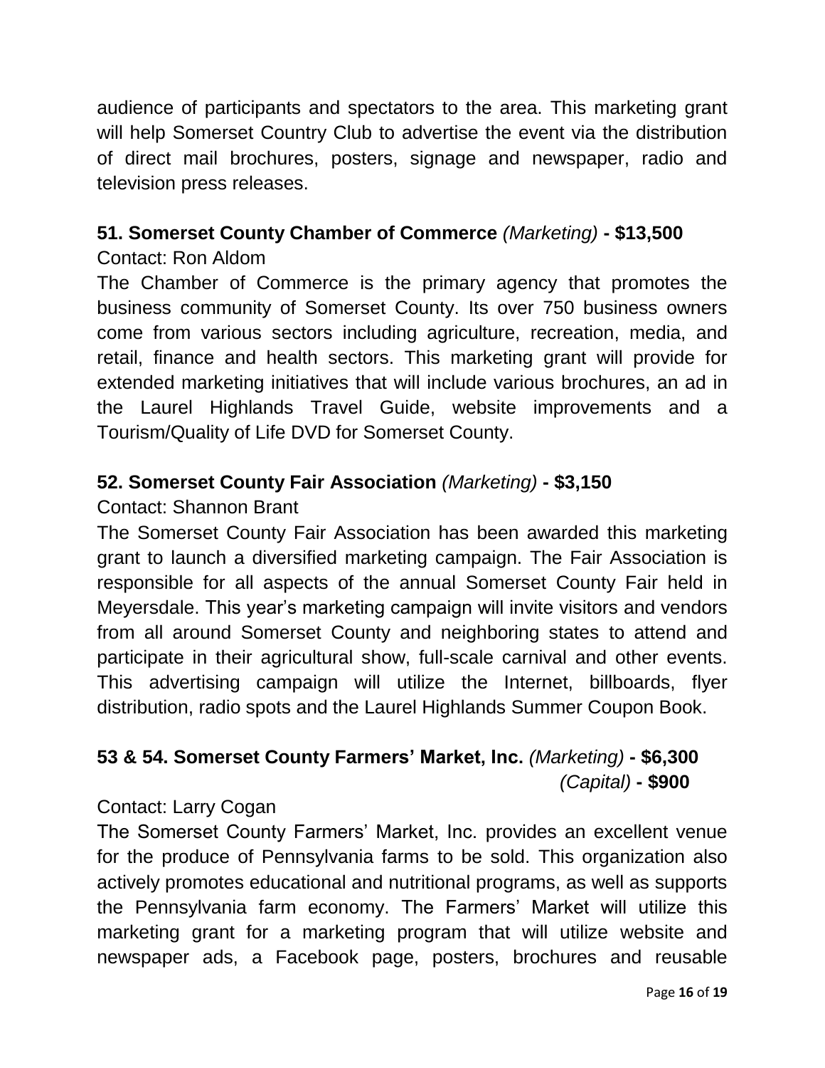audience of participants and spectators to the area. This marketing grant will help Somerset Country Club to advertise the event via the distribution of direct mail brochures, posters, signage and newspaper, radio and television press releases.

**51. Somerset County Chamber of Commerce** *(Marketing)* **- $13,500**

Contact: Ron Aldom

The Chamber of Commerce is the primary agency that promotes the business community of Somerset County. Its over 750 business owners come from various sectors including agriculture, recreation, media, and retail, finance and health sectors. This marketing grant will provide for extended marketing initiatives that will include various brochures, an ad in the Laurel Highlands Travel Guide, website improvements and a Tourism/Quality of Life DVD for Somerset County.

**52. Somerset County Fair Association** *(Marketing)* **- $3,150**

Contact: Shannon Brant

The Somerset County Fair Association has been awarded this marketing grant to launch a diversified marketing campaign. The Fair Association is responsible for all aspects of the annual Somerset County Fair held in Meyersdale. This year's marketing campaign will invite visitors and vendors from all around Somerset County and neighboring states to attend and participate in their agricultural show, full-scale carnival and other events. This advertising campaign will utilize the Internet, billboards, flyer distribution, radio spots and the Laurel Highlands Summer Coupon Book.

**53 & 54. Somerset County Farmers' Market, Inc.** *(Marketing)* **- $6,300**
*(Capital)* **- $900**

Contact: Larry Cogan

The Somerset County Farmers' Market, Inc. provides an excellent venue for the produce of Pennsylvania farms to be sold. This organization also actively promotes educational and nutritional programs, as well as supports the Pennsylvania farm economy. The Farmers' Market will utilize this marketing grant for a marketing program that will utilize website and newspaper ads, a Facebook page, posters, brochures and reusable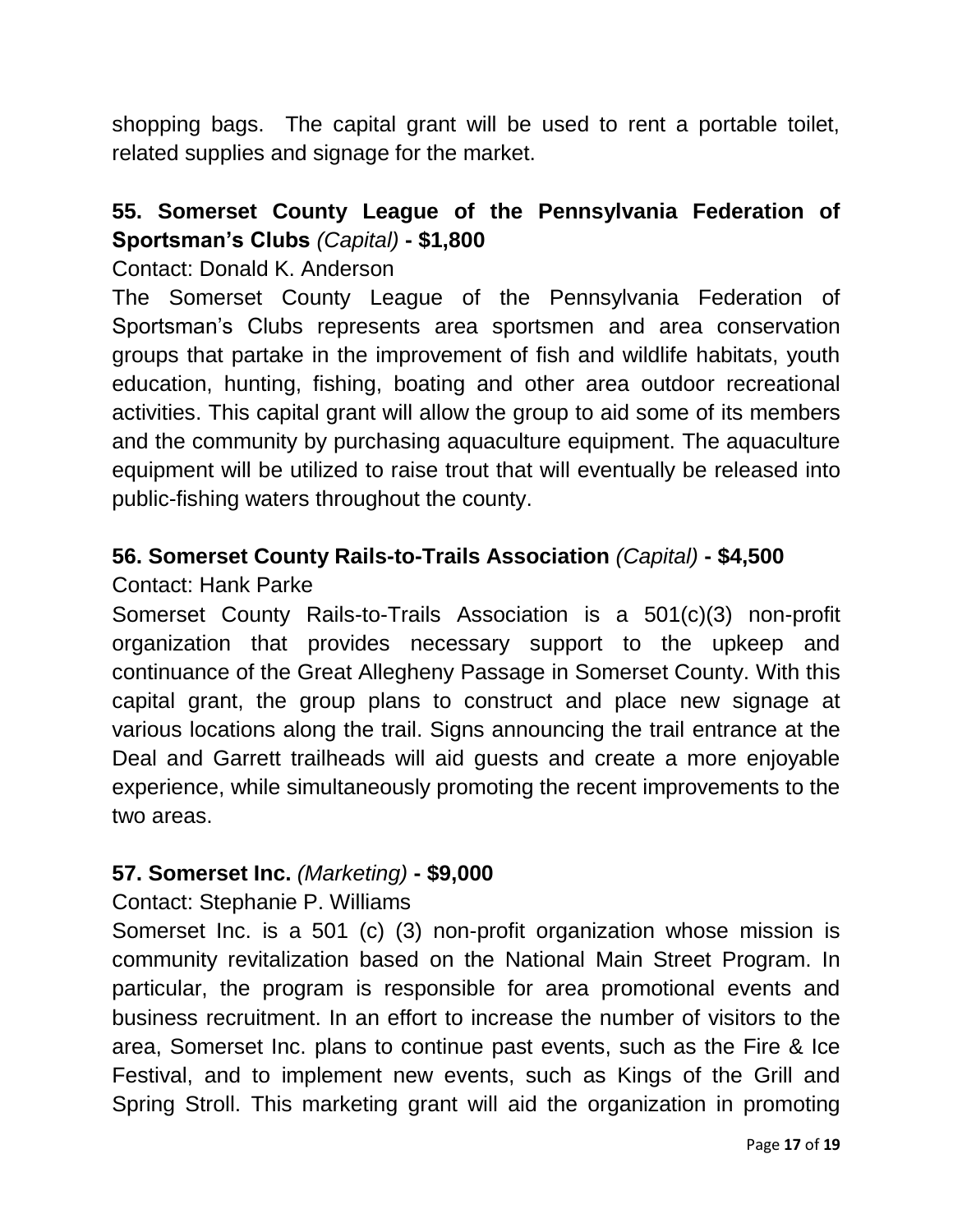shopping bags. The capital grant will be used to rent a portable toilet, related supplies and signage for the market.

**55. Somerset County League of the Pennsylvania Federation of Sportsman's Clubs** *(Capital)* **- $1,800**

Contact: Donald K. Anderson

The Somerset County League of the Pennsylvania Federation of Sportsman's Clubs represents area sportsmen and area conservation groups that partake in the improvement of fish and wildlife habitats, youth education, hunting, fishing, boating and other area outdoor recreational activities. This capital grant will allow the group to aid some of its members and the community by purchasing aquaculture equipment. The aquaculture equipment will be utilized to raise trout that will eventually be released into public-fishing waters throughout the county.

**56. Somerset County Rails-to-Trails Association** *(Capital)* **- $4,500**

Contact: Hank Parke

Somerset County Rails-to-Trails Association is a 501(c)(3) non-profit organization that provides necessary support to the upkeep and continuance of the Great Allegheny Passage in Somerset County. With this capital grant, the group plans to construct and place new signage at various locations along the trail. Signs announcing the trail entrance at the Deal and Garrett trailheads will aid guests and create a more enjoyable experience, while simultaneously promoting the recent improvements to the two areas.

**57. Somerset Inc.** *(Marketing)* **- $9,000**

Contact: Stephanie P. Williams

Somerset Inc. is a 501 (c) (3) non-profit organization whose mission is community revitalization based on the National Main Street Program. In particular, the program is responsible for area promotional events and business recruitment. In an effort to increase the number of visitors to the area, Somerset Inc. plans to continue past events, such as the Fire & Ice Festival, and to implement new events, such as Kings of the Grill and Spring Stroll. This marketing grant will aid the organization in promoting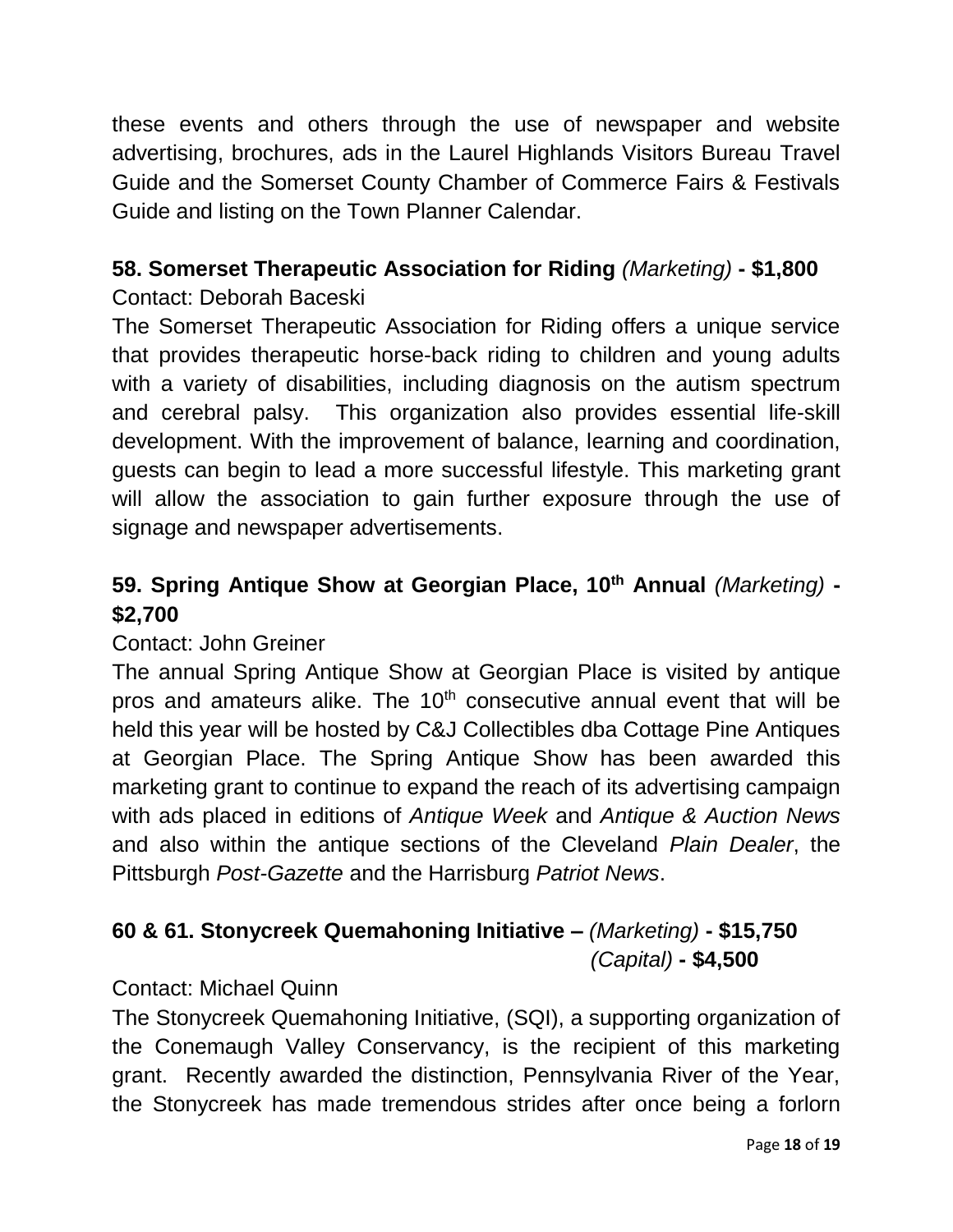these events and others through the use of newspaper and website advertising, brochures, ads in the Laurel Highlands Visitors Bureau Travel Guide and the Somerset County Chamber of Commerce Fairs & Festivals Guide and listing on the Town Planner Calendar.

### 58. Somerset Therapeutic Association for Riding *(Marketing)* - $1,800

Contact: Deborah Baceski

The Somerset Therapeutic Association for Riding offers a unique service that provides therapeutic horse-back riding to children and young adults with a variety of disabilities, including diagnosis on the autism spectrum and cerebral palsy. This organization also provides essential life-skill development. With the improvement of balance, learning and coordination, guests can begin to lead a more successful lifestyle. This marketing grant will allow the association to gain further exposure through the use of signage and newspaper advertisements.

### 59. Spring Antique Show at Georgian Place, 10th Annual *(Marketing)* - $2,700

Contact: John Greiner

The annual Spring Antique Show at Georgian Place is visited by antique pros and amateurs alike. The 10th consecutive annual event that will be held this year will be hosted by C&J Collectibles dba Cottage Pine Antiques at Georgian Place. The Spring Antique Show has been awarded this marketing grant to continue to expand the reach of its advertising campaign with ads placed in editions of *Antique Week* and *Antique & Auction News* and also within the antique sections of the Cleveland *Plain Dealer*, the Pittsburgh *Post-Gazette* and the Harrisburg *Patriot News*.

### 60 & 61. Stonycreek Quemahoning Initiative – *(Marketing)* - $15,750
### *(Capital)* - $4,500

Contact: Michael Quinn

The Stonycreek Quemahoning Initiative, (SQI), a supporting organization of the Conemaugh Valley Conservancy, is the recipient of this marketing grant. Recently awarded the distinction, Pennsylvania River of the Year, the Stonycreek has made tremendous strides after once being a forlorn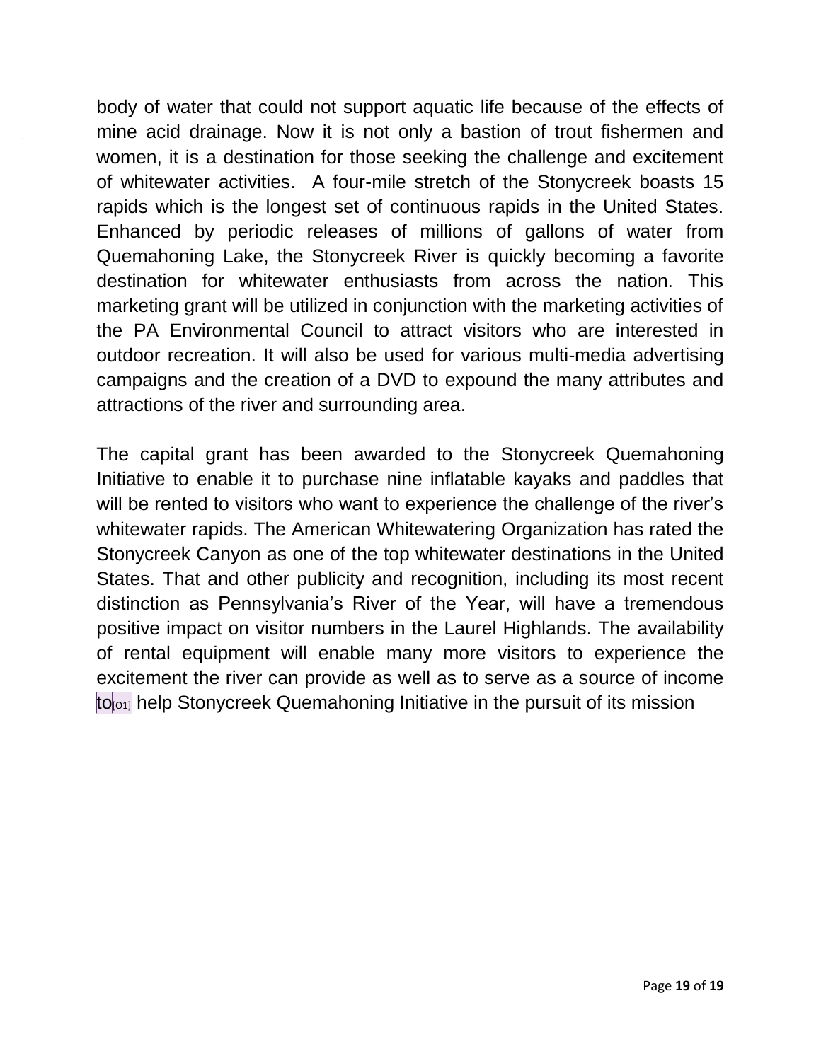body of water that could not support aquatic life because of the effects of mine acid drainage. Now it is not only a bastion of trout fishermen and women, it is a destination for those seeking the challenge and excitement of whitewater activities.  A four-mile stretch of the Stonycreek boasts 15 rapids which is the longest set of continuous rapids in the United States. Enhanced by periodic releases of millions of gallons of water from Quemahoning Lake, the Stonycreek River is quickly becoming a favorite destination for whitewater enthusiasts from across the nation. This marketing grant will be utilized in conjunction with the marketing activities of the PA Environmental Council to attract visitors who are interested in outdoor recreation. It will also be used for various multi-media advertising campaigns and the creation of a DVD to expound the many attributes and attractions of the river and surrounding area.

The capital grant has been awarded to the Stonycreek Quemahoning Initiative to enable it to purchase nine inflatable kayaks and paddles that will be rented to visitors who want to experience the challenge of the river's whitewater rapids. The American Whitewatering Organization has rated the Stonycreek Canyon as one of the top whitewater destinations in the United States. That and other publicity and recognition, including its most recent distinction as Pennsylvania's River of the Year, will have a tremendous positive impact on visitor numbers in the Laurel Highlands. The availability of rental equipment will enable many more visitors to experience the excitement the river can provide as well as to serve as a source of income to[O1] help Stonycreek Quemahoning Initiative in the pursuit of its mission